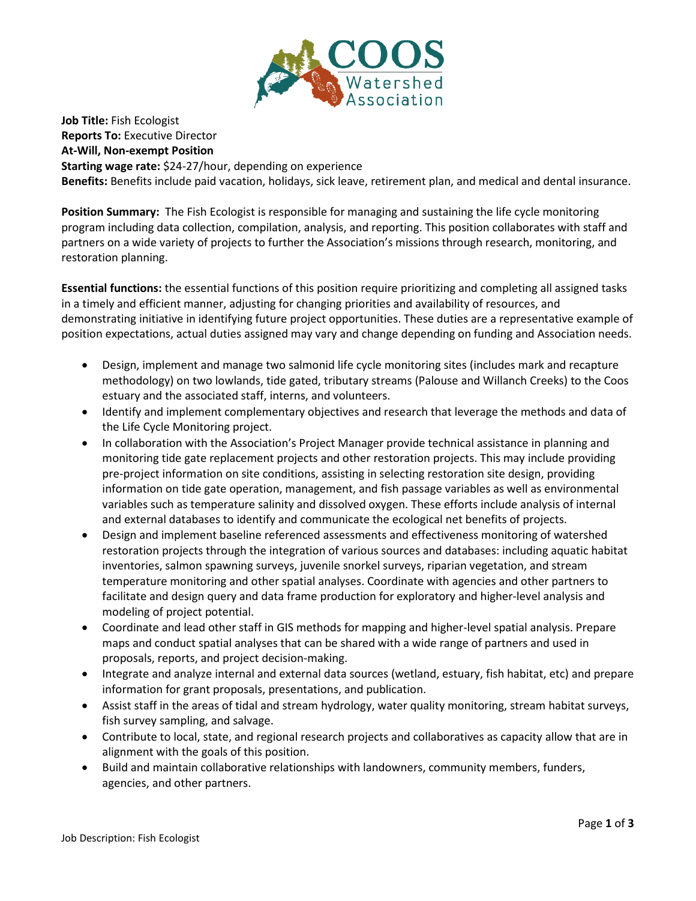**Job Title:** Fish Ecologist
**Reports To:** Executive Director
**At-Will, Non-exempt Position**
**Starting wage rate:** $24-27/hour, depending on experience
**Benefits:** Benefits include paid vacation, holidays, sick leave, retirement plan, and medical and dental insurance.

**Position Summary:** The Fish Ecologist is responsible for managing and sustaining the life cycle monitoring program including data collection, compilation, analysis, and reporting. This position collaborates with staff and partners on a wide variety of projects to further the Association's missions through research, monitoring, and restoration planning.

**Essential functions:** the essential functions of this position require prioritizing and completing all assigned tasks in a timely and efficient manner, adjusting for changing priorities and availability of resources, and demonstrating initiative in identifying future project opportunities. These duties are a representative example of position expectations, actual duties assigned may vary and change depending on funding and Association needs.

- Design, implement and manage two salmonid life cycle monitoring sites (includes mark and recapture methodology) on two lowlands, tide gated, tributary streams (Palouse and Willanch Creeks) to the Coos estuary and the associated staff, interns, and volunteers.
- Identify and implement complementary objectives and research that leverage the methods and data of the Life Cycle Monitoring project.
- In collaboration with the Association's Project Manager provide technical assistance in planning and monitoring tide gate replacement projects and other restoration projects. This may include providing pre-project information on site conditions, assisting in selecting restoration site design, providing information on tide gate operation, management, and fish passage variables as well as environmental variables such as temperature salinity and dissolved oxygen. These efforts include analysis of internal and external databases to identify and communicate the ecological net benefits of projects.
- Design and implement baseline referenced assessments and effectiveness monitoring of watershed restoration projects through the integration of various sources and databases: including aquatic habitat inventories, salmon spawning surveys, juvenile snorkel surveys, riparian vegetation, and stream temperature monitoring and other spatial analyses. Coordinate with agencies and other partners to facilitate and design query and data frame production for exploratory and higher-level analysis and modeling of project potential.
- Coordinate and lead other staff in GIS methods for mapping and higher-level spatial analysis. Prepare maps and conduct spatial analyses that can be shared with a wide range of partners and used in proposals, reports, and project decision-making.
- Integrate and analyze internal and external data sources (wetland, estuary, fish habitat, etc) and prepare information for grant proposals, presentations, and publication.
- Assist staff in the areas of tidal and stream hydrology, water quality monitoring, stream habitat surveys, fish survey sampling, and salvage.
- Contribute to local, state, and regional research projects and collaboratives as capacity allow that are in alignment with the goals of this position.
- Build and maintain collaborative relationships with landowners, community members, funders, agencies, and other partners.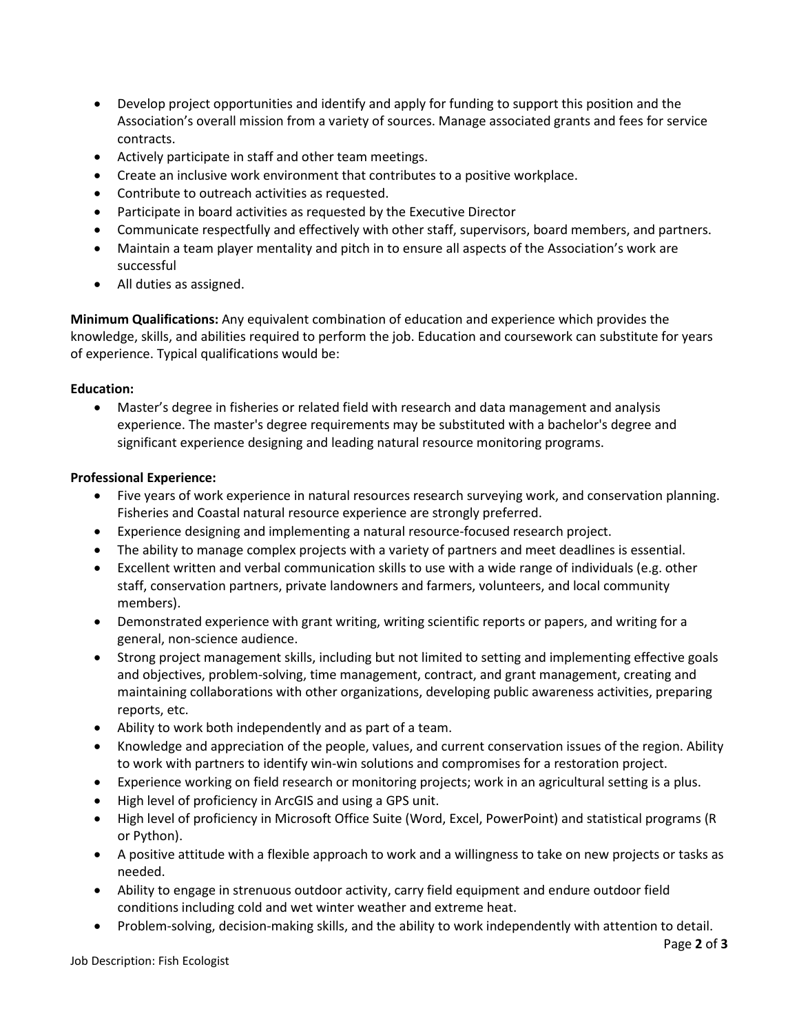- Develop project opportunities and identify and apply for funding to support this position and the Association's overall mission from a variety of sources. Manage associated grants and fees for service contracts.
- Actively participate in staff and other team meetings.
- Create an inclusive work environment that contributes to a positive workplace.
- Contribute to outreach activities as requested.
- Participate in board activities as requested by the Executive Director
- Communicate respectfully and effectively with other staff, supervisors, board members, and partners.
- Maintain a team player mentality and pitch in to ensure all aspects of the Association's work are successful
- All duties as assigned.

**Minimum Qualifications:** Any equivalent combination of education and experience which provides the knowledge, skills, and abilities required to perform the job. Education and coursework can substitute for years of experience. Typical qualifications would be:

**Education:**

- Master's degree in fisheries or related field with research and data management and analysis experience. The master's degree requirements may be substituted with a bachelor's degree and significant experience designing and leading natural resource monitoring programs.

**Professional Experience:**

- Five years of work experience in natural resources research surveying work, and conservation planning. Fisheries and Coastal natural resource experience are strongly preferred.
- Experience designing and implementing a natural resource-focused research project.
- The ability to manage complex projects with a variety of partners and meet deadlines is essential.
- Excellent written and verbal communication skills to use with a wide range of individuals (e.g. other staff, conservation partners, private landowners and farmers, volunteers, and local community members).
- Demonstrated experience with grant writing, writing scientific reports or papers, and writing for a general, non-science audience.
- Strong project management skills, including but not limited to setting and implementing effective goals and objectives, problem-solving, time management, contract, and grant management, creating and maintaining collaborations with other organizations, developing public awareness activities, preparing reports, etc.
- Ability to work both independently and as part of a team.
- Knowledge and appreciation of the people, values, and current conservation issues of the region. Ability to work with partners to identify win-win solutions and compromises for a restoration project.
- Experience working on field research or monitoring projects; work in an agricultural setting is a plus.
- High level of proficiency in ArcGIS and using a GPS unit.
- High level of proficiency in Microsoft Office Suite (Word, Excel, PowerPoint) and statistical programs (R or Python).
- A positive attitude with a flexible approach to work and a willingness to take on new projects or tasks as needed.
- Ability to engage in strenuous outdoor activity, carry field equipment and endure outdoor field conditions including cold and wet winter weather and extreme heat.
- Problem-solving, decision-making skills, and the ability to work independently with attention to detail.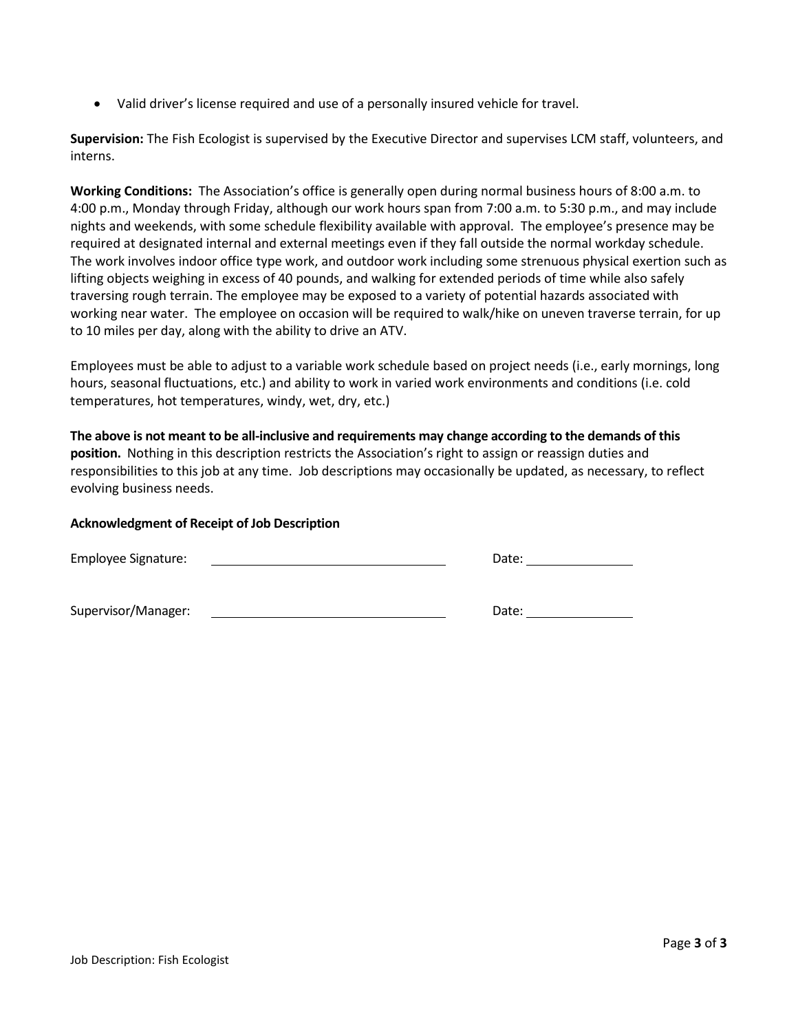- Valid driver's license required and use of a personally insured vehicle for travel.

**Supervision:** The Fish Ecologist is supervised by the Executive Director and supervises LCM staff, volunteers, and interns.

**Working Conditions:** The Association's office is generally open during normal business hours of 8:00 a.m. to 4:00 p.m., Monday through Friday, although our work hours span from 7:00 a.m. to 5:30 p.m., and may include nights and weekends, with some schedule flexibility available with approval. The employee's presence may be required at designated internal and external meetings even if they fall outside the normal workday schedule. The work involves indoor office type work, and outdoor work including some strenuous physical exertion such as lifting objects weighing in excess of 40 pounds, and walking for extended periods of time while also safely traversing rough terrain. The employee may be exposed to a variety of potential hazards associated with working near water. The employee on occasion will be required to walk/hike on uneven traverse terrain, for up to 10 miles per day, along with the ability to drive an ATV.

Employees must be able to adjust to a variable work schedule based on project needs (i.e., early mornings, long hours, seasonal fluctuations, etc.) and ability to work in varied work environments and conditions (i.e. cold temperatures, hot temperatures, windy, wet, dry, etc.)

**The above is not meant to be all-inclusive and requirements may change according to the demands of this position.** Nothing in this description restricts the Association's right to assign or reassign duties and responsibilities to this job at any time. Job descriptions may occasionally be updated, as necessary, to reflect evolving business needs.

**Acknowledgment of Receipt of Job Description**

Employee Signature: \_\_\_\_\_\_\_\_\_\_\_\_\_\_\_\_\_\_\_\_\_\_\_\_\_\_\_\_\_\_ Date: \_\_\_\_\_\_\_\_\_\_\_\_\_\_

Supervisor/Manager: \_\_\_\_\_\_\_\_\_\_\_\_\_\_\_\_\_\_\_\_\_\_\_\_\_\_\_\_\_\_ Date: \_\_\_\_\_\_\_\_\_\_\_\_\_\_